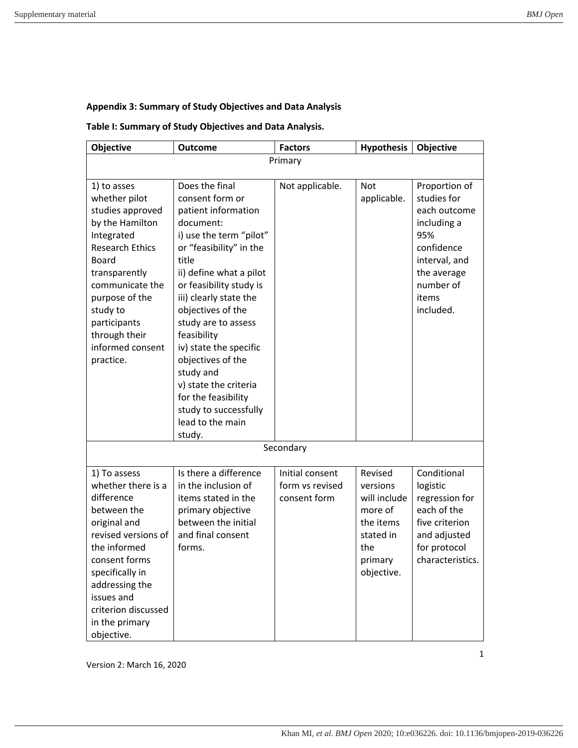## Appendix 3: Summary of Study Objectives and Data Analysis

**Table I: Summary of Study Objectives and Data Analysis.**

| Objective | Outcome | Factors | Hypothesis | Objective |
|---|---|---|---|---|
| Primary | | | | |
| 1) to asses whether pilot studies approved by the Hamilton Integrated Research Ethics Board transparently communicate the purpose of the study to participants through their informed consent practice. | Does the final consent form or patient information document: i) use the term "pilot" or "feasibility" in the title ii) define what a pilot or feasibility study is iii) clearly state the objectives of the study are to assess feasibility iv) state the specific objectives of the study and v) state the criteria for the feasibility study to successfully lead to the main study. | Not applicable. | Not applicable. | Proportion of studies for each outcome including a 95% confidence interval, and the average number of items included. |
| Secondary | | | | |
| 1) To assess whether there is a difference between the original and revised versions of the informed consent forms specifically in addressing the issues and criterion discussed in the primary objective. | Is there a difference in the inclusion of items stated in the primary objective between the initial and final consent forms. | Initial consent form vs revised consent form | Revised versions will include more of the items stated in the primary objective. | Conditional logistic regression for each of the five criterion and adjusted for protocol characteristics. |

Version 2: March 16, 2020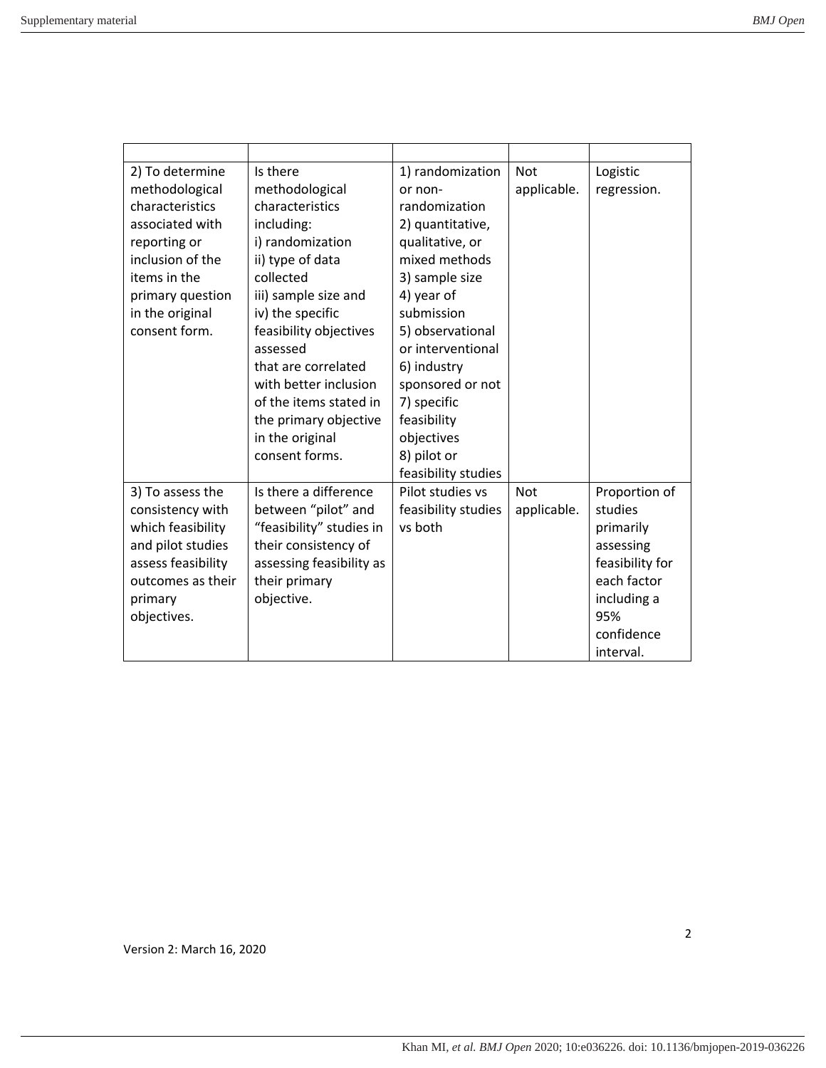| | | | | |
|---|---|---|---|---|
| 2) To determine methodological characteristics associated with reporting or inclusion of the items in the primary question in the original consent form. | Is there methodological characteristics including:<br>i) randomization<br>ii) type of data collected<br>iii) sample size and<br>iv) the specific feasibility objectives assessed<br>that are correlated with better inclusion of the items stated in the primary objective in the original consent forms. | 1) randomization or non-randomization<br>2) quantitative, qualitative, or mixed methods<br>3) sample size<br>4) year of submission<br>5) observational or interventional<br>6) industry sponsored or not<br>7) specific feasibility objectives<br>8) pilot or feasibility studies | Not applicable. | Logistic regression. |
| 3) To assess the consistency with which feasibility and pilot studies assess feasibility outcomes as their primary objectives. | Is there a difference between "pilot" and "feasibility" studies in their consistency of assessing feasibility as their primary objective. | Pilot studies vs feasibility studies vs both | Not applicable. | Proportion of studies primarily assessing feasibility for each factor including a 95% confidence interval. |

Version 2: March 16, 2020